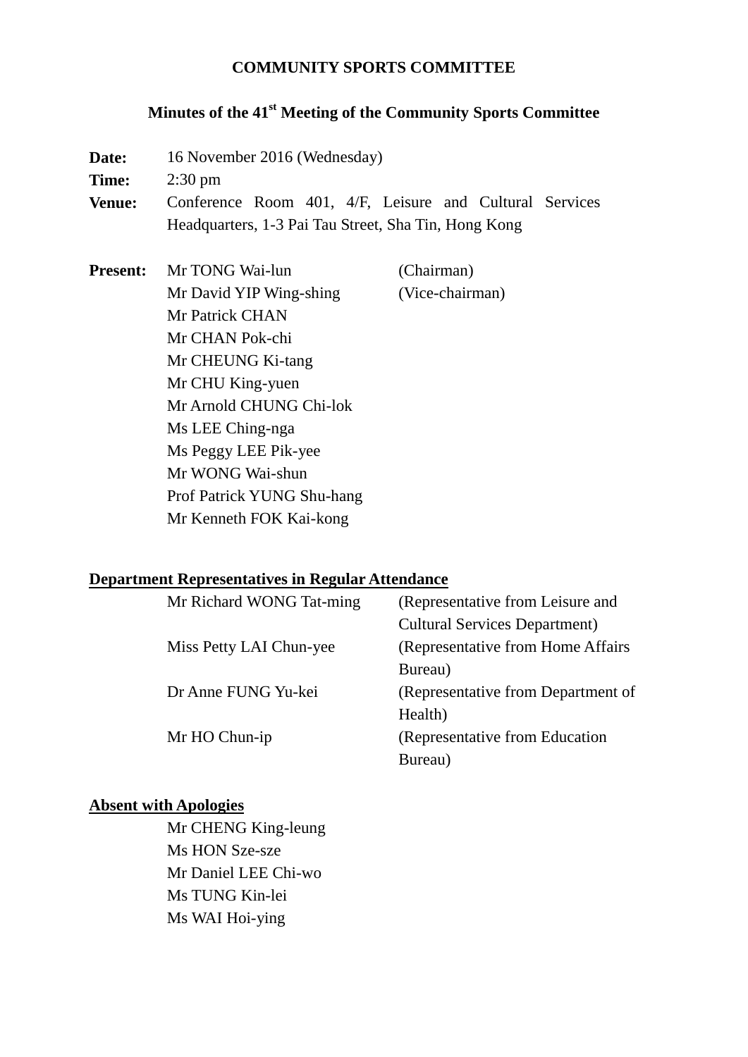# COMMUNITY SPORTS COMMITTEE

## Minutes of the 41st Meeting of the Community Sports Committee

**Date:** 16 November 2016 (Wednesday)

**Time:** 2:30 pm

**Venue:** Conference Room 401, 4/F, Leisure and Cultural Services Headquarters, 1-3 Pai Tau Street, Sha Tin, Hong Kong

**Present:**

| | |
|---|---|
| Mr TONG Wai-lun | (Chairman) |
| Mr David YIP Wing-shing | (Vice-chairman) |
| Mr Patrick CHAN | |
| Mr CHAN Pok-chi | |
| Mr CHEUNG Ki-tang | |
| Mr CHU King-yuen | |
| Mr Arnold CHUNG Chi-lok | |
| Ms LEE Ching-nga | |
| Ms Peggy LEE Pik-yee | |
| Mr WONG Wai-shun | |
| Prof Patrick YUNG Shu-hang | |
| Mr Kenneth FOK Kai-kong | |

**Department Representatives in Regular Attendance**

| | |
|---|---|
| Mr Richard WONG Tat-ming | (Representative from Leisure and Cultural Services Department) |
| Miss Petty LAI Chun-yee | (Representative from Home Affairs Bureau) |
| Dr Anne FUNG Yu-kei | (Representative from Department of Health) |
| Mr HO Chun-ip | (Representative from Education Bureau) |

**Absent with Apologies**

Mr CHENG King-leung
Ms HON Sze-sze
Mr Daniel LEE Chi-wo
Ms TUNG Kin-lei
Ms WAI Hoi-ying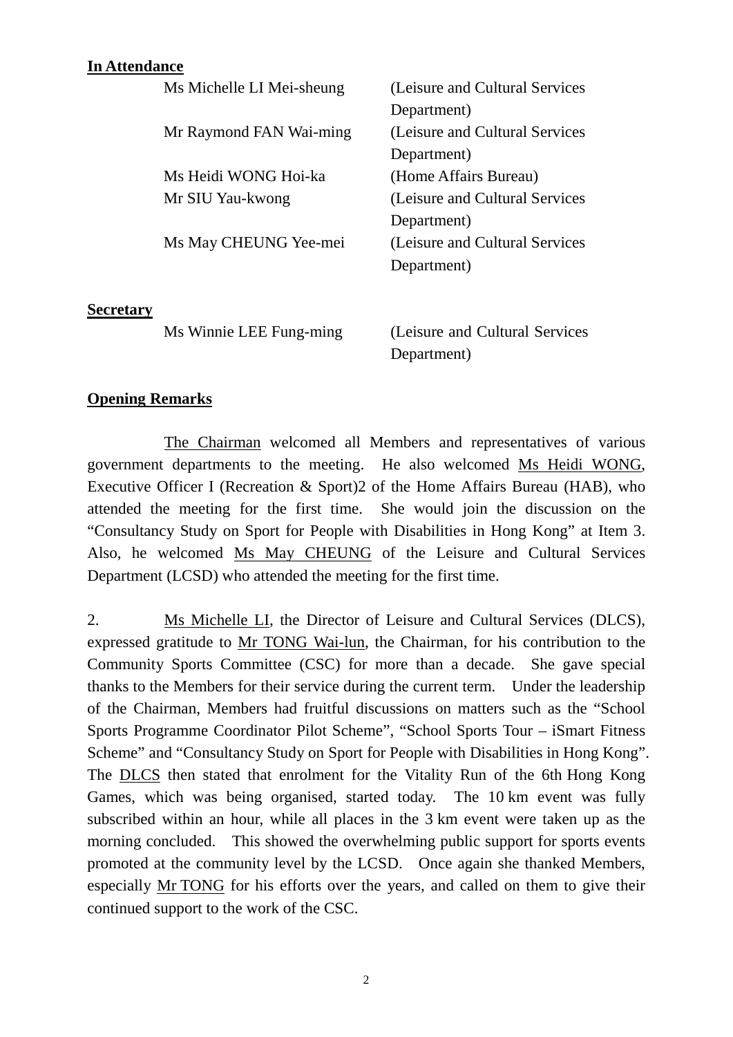**In Attendance**

| | |
|---|---|
| Ms Michelle LI Mei-sheung | (Leisure and Cultural Services Department) |
| Mr Raymond FAN Wai-ming | (Leisure and Cultural Services Department) |
| Ms Heidi WONG Hoi-ka | (Home Affairs Bureau) |
| Mr SIU Yau-kwong | (Leisure and Cultural Services Department) |
| Ms May CHEUNG Yee-mei | (Leisure and Cultural Services Department) |

**Secretary**

| | |
|---|---|
| Ms Winnie LEE Fung-ming | (Leisure and Cultural Services Department) |

**Opening Remarks**

The Chairman welcomed all Members and representatives of various government departments to the meeting. He also welcomed Ms Heidi WONG, Executive Officer I (Recreation & Sport)2 of the Home Affairs Bureau (HAB), who attended the meeting for the first time. She would join the discussion on the "Consultancy Study on Sport for People with Disabilities in Hong Kong" at Item 3. Also, he welcomed Ms May CHEUNG of the Leisure and Cultural Services Department (LCSD) who attended the meeting for the first time.

2. Ms Michelle LI, the Director of Leisure and Cultural Services (DLCS), expressed gratitude to Mr TONG Wai-lun, the Chairman, for his contribution to the Community Sports Committee (CSC) for more than a decade. She gave special thanks to the Members for their service during the current term. Under the leadership of the Chairman, Members had fruitful discussions on matters such as the "School Sports Programme Coordinator Pilot Scheme", "School Sports Tour – iSmart Fitness Scheme" and "Consultancy Study on Sport for People with Disabilities in Hong Kong". The DLCS then stated that enrolment for the Vitality Run of the 6th Hong Kong Games, which was being organised, started today. The 10 km event was fully subscribed within an hour, while all places in the 3 km event were taken up as the morning concluded. This showed the overwhelming public support for sports events promoted at the community level by the LCSD. Once again she thanked Members, especially Mr TONG for his efforts over the years, and called on them to give their continued support to the work of the CSC.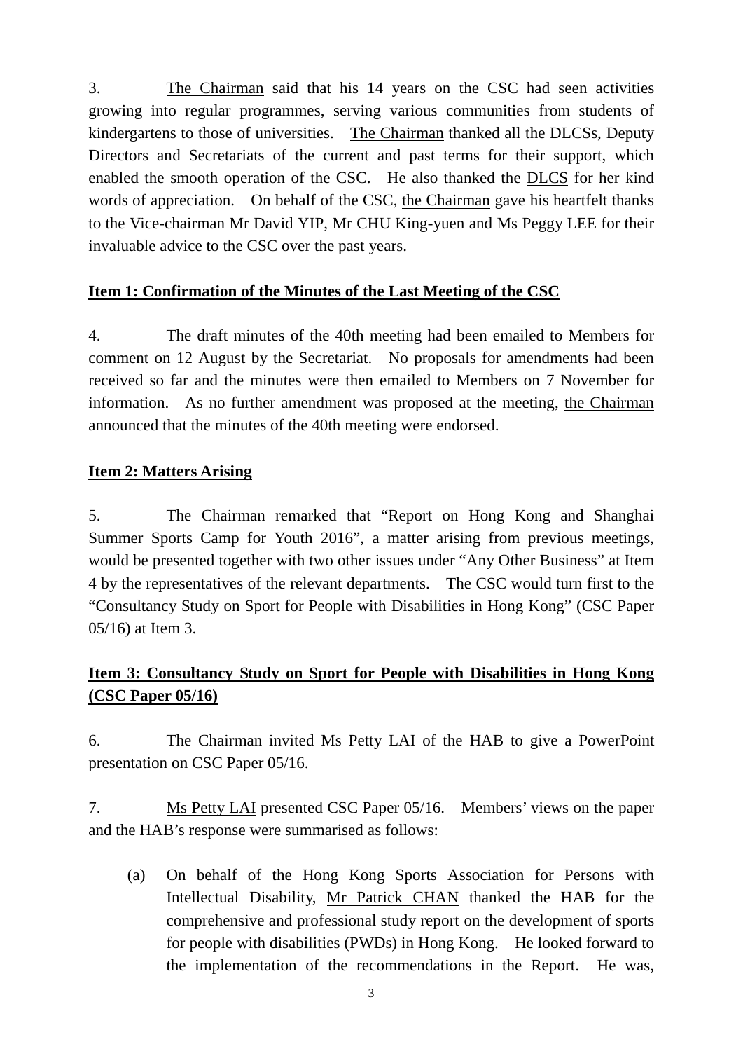3. The Chairman said that his 14 years on the CSC had seen activities growing into regular programmes, serving various communities from students of kindergartens to those of universities. The Chairman thanked all the DLCSs, Deputy Directors and Secretariats of the current and past terms for their support, which enabled the smooth operation of the CSC. He also thanked the DLCS for her kind words of appreciation. On behalf of the CSC, the Chairman gave his heartfelt thanks to the Vice-chairman Mr David YIP, Mr CHU King-yuen and Ms Peggy LEE for their invaluable advice to the CSC over the past years.

**Item 1: Confirmation of the Minutes of the Last Meeting of the CSC**

4. The draft minutes of the 40th meeting had been emailed to Members for comment on 12 August by the Secretariat. No proposals for amendments had been received so far and the minutes were then emailed to Members on 7 November for information. As no further amendment was proposed at the meeting, the Chairman announced that the minutes of the 40th meeting were endorsed.

**Item 2: Matters Arising**

5. The Chairman remarked that "Report on Hong Kong and Shanghai Summer Sports Camp for Youth 2016", a matter arising from previous meetings, would be presented together with two other issues under "Any Other Business" at Item 4 by the representatives of the relevant departments. The CSC would turn first to the "Consultancy Study on Sport for People with Disabilities in Hong Kong" (CSC Paper 05/16) at Item 3.

**Item 3: Consultancy Study on Sport for People with Disabilities in Hong Kong (CSC Paper 05/16)**

6. The Chairman invited Ms Petty LAI of the HAB to give a PowerPoint presentation on CSC Paper 05/16.

7. Ms Petty LAI presented CSC Paper 05/16. Members' views on the paper and the HAB's response were summarised as follows:

(a) On behalf of the Hong Kong Sports Association for Persons with Intellectual Disability, Mr Patrick CHAN thanked the HAB for the comprehensive and professional study report on the development of sports for people with disabilities (PWDs) in Hong Kong. He looked forward to the implementation of the recommendations in the Report. He was,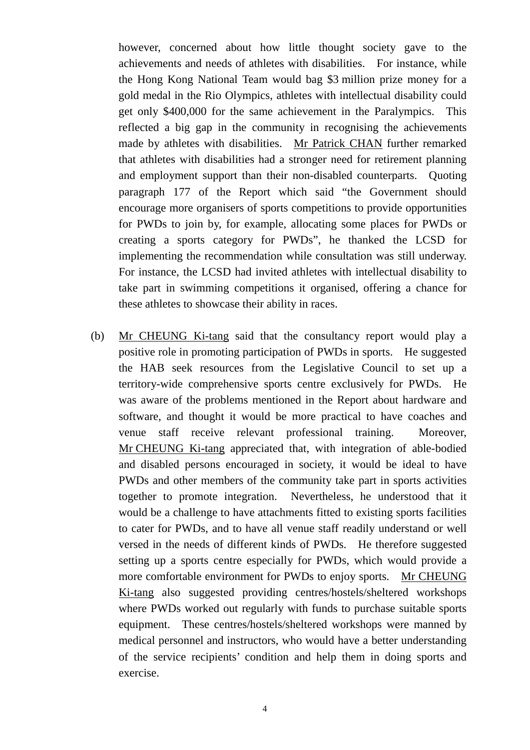however, concerned about how little thought society gave to the achievements and needs of athletes with disabilities. For instance, while the Hong Kong National Team would bag $3 million prize money for a gold medal in the Rio Olympics, athletes with intellectual disability could get only $400,000 for the same achievement in the Paralympics. This reflected a big gap in the community in recognising the achievements made by athletes with disabilities. Mr Patrick CHAN further remarked that athletes with disabilities had a stronger need for retirement planning and employment support than their non-disabled counterparts. Quoting paragraph 177 of the Report which said "the Government should encourage more organisers of sports competitions to provide opportunities for PWDs to join by, for example, allocating some places for PWDs or creating a sports category for PWDs", he thanked the LCSD for implementing the recommendation while consultation was still underway. For instance, the LCSD had invited athletes with intellectual disability to take part in swimming competitions it organised, offering a chance for these athletes to showcase their ability in races.

(b) Mr CHEUNG Ki-tang said that the consultancy report would play a positive role in promoting participation of PWDs in sports. He suggested the HAB seek resources from the Legislative Council to set up a territory-wide comprehensive sports centre exclusively for PWDs. He was aware of the problems mentioned in the Report about hardware and software, and thought it would be more practical to have coaches and venue staff receive relevant professional training. Moreover, Mr CHEUNG Ki-tang appreciated that, with integration of able-bodied and disabled persons encouraged in society, it would be ideal to have PWDs and other members of the community take part in sports activities together to promote integration. Nevertheless, he understood that it would be a challenge to have attachments fitted to existing sports facilities to cater for PWDs, and to have all venue staff readily understand or well versed in the needs of different kinds of PWDs. He therefore suggested setting up a sports centre especially for PWDs, which would provide a more comfortable environment for PWDs to enjoy sports. Mr CHEUNG Ki-tang also suggested providing centres/hostels/sheltered workshops where PWDs worked out regularly with funds to purchase suitable sports equipment. These centres/hostels/sheltered workshops were manned by medical personnel and instructors, who would have a better understanding of the service recipients' condition and help them in doing sports and exercise.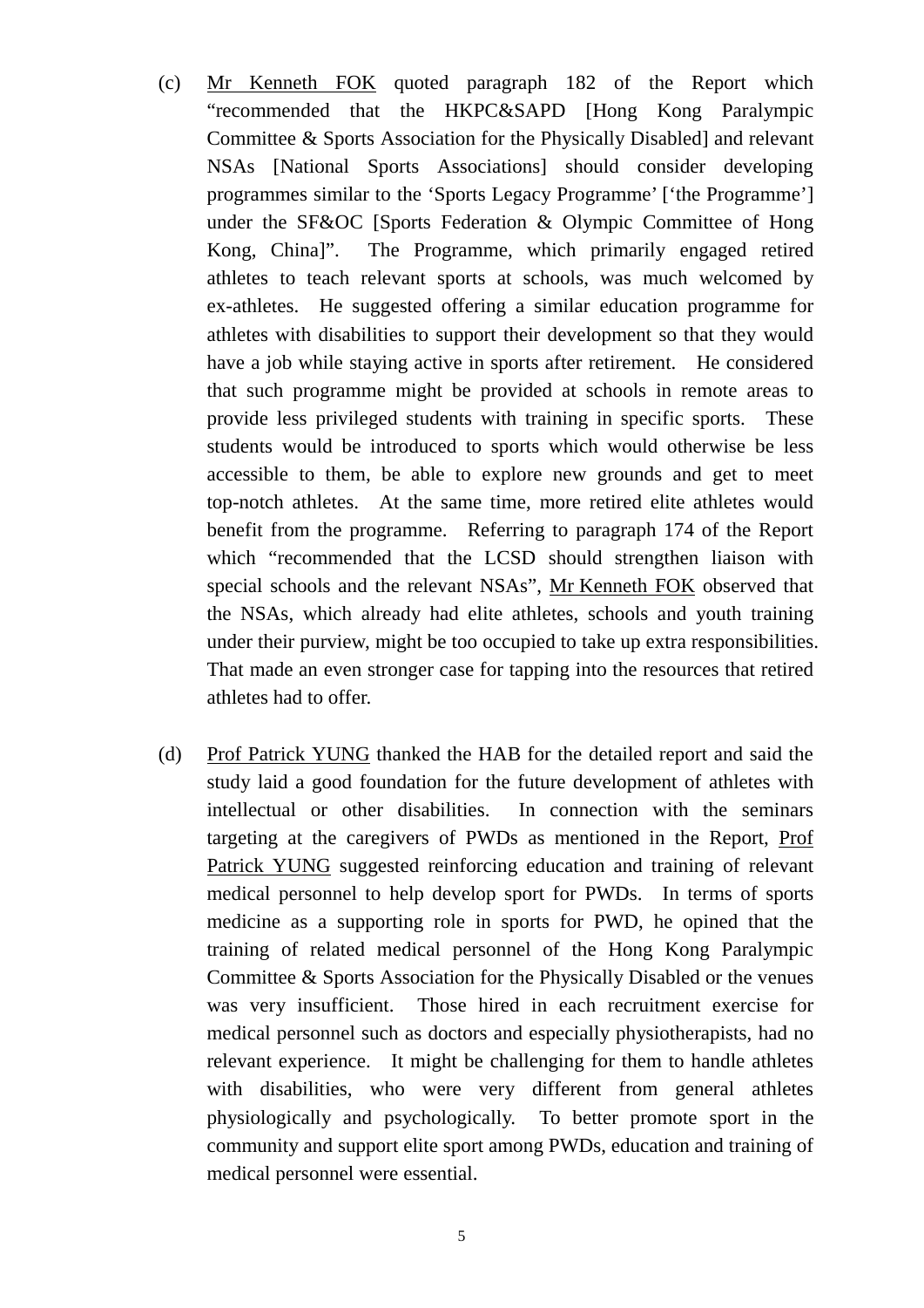(c) Mr Kenneth FOK quoted paragraph 182 of the Report which "recommended that the HKPC&SAPD [Hong Kong Paralympic Committee & Sports Association for the Physically Disabled] and relevant NSAs [National Sports Associations] should consider developing programmes similar to the 'Sports Legacy Programme' ['the Programme'] under the SF&OC [Sports Federation & Olympic Committee of Hong Kong, China]". The Programme, which primarily engaged retired athletes to teach relevant sports at schools, was much welcomed by ex-athletes. He suggested offering a similar education programme for athletes with disabilities to support their development so that they would have a job while staying active in sports after retirement. He considered that such programme might be provided at schools in remote areas to provide less privileged students with training in specific sports. These students would be introduced to sports which would otherwise be less accessible to them, be able to explore new grounds and get to meet top-notch athletes. At the same time, more retired elite athletes would benefit from the programme. Referring to paragraph 174 of the Report which "recommended that the LCSD should strengthen liaison with special schools and the relevant NSAs", Mr Kenneth FOK observed that the NSAs, which already had elite athletes, schools and youth training under their purview, might be too occupied to take up extra responsibilities. That made an even stronger case for tapping into the resources that retired athletes had to offer.

(d) Prof Patrick YUNG thanked the HAB for the detailed report and said the study laid a good foundation for the future development of athletes with intellectual or other disabilities. In connection with the seminars targeting at the caregivers of PWDs as mentioned in the Report, Prof Patrick YUNG suggested reinforcing education and training of relevant medical personnel to help develop sport for PWDs. In terms of sports medicine as a supporting role in sports for PWD, he opined that the training of related medical personnel of the Hong Kong Paralympic Committee & Sports Association for the Physically Disabled or the venues was very insufficient. Those hired in each recruitment exercise for medical personnel such as doctors and especially physiotherapists, had no relevant experience. It might be challenging for them to handle athletes with disabilities, who were very different from general athletes physiologically and psychologically. To better promote sport in the community and support elite sport among PWDs, education and training of medical personnel were essential.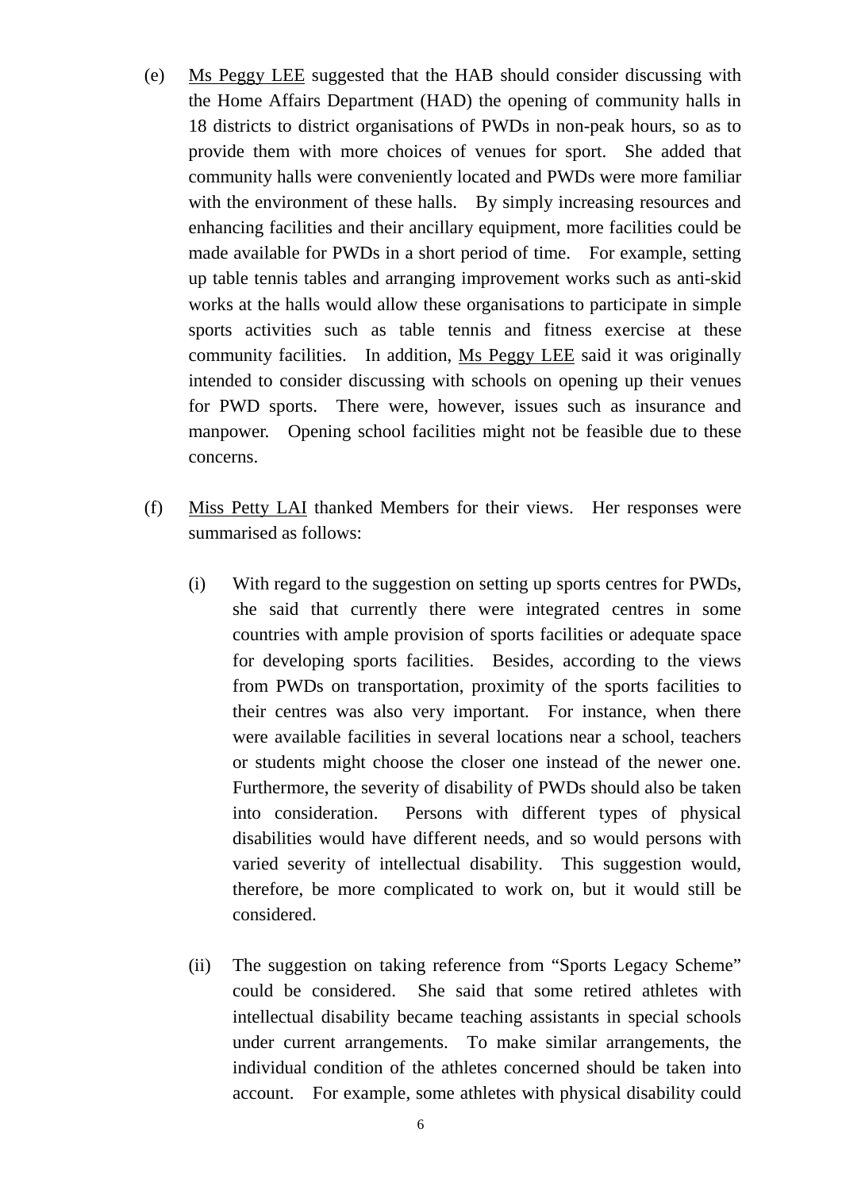(e) <u>Ms Peggy LEE</u> suggested that the HAB should consider discussing with the Home Affairs Department (HAD) the opening of community halls in 18 districts to district organisations of PWDs in non-peak hours, so as to provide them with more choices of venues for sport. She added that community halls were conveniently located and PWDs were more familiar with the environment of these halls. By simply increasing resources and enhancing facilities and their ancillary equipment, more facilities could be made available for PWDs in a short period of time. For example, setting up table tennis tables and arranging improvement works such as anti-skid works at the halls would allow these organisations to participate in simple sports activities such as table tennis and fitness exercise at these community facilities. In addition, <u>Ms Peggy LEE</u> said it was originally intended to consider discussing with schools on opening up their venues for PWD sports. There were, however, issues such as insurance and manpower. Opening school facilities might not be feasible due to these concerns.

(f) <u>Miss Petty LAI</u> thanked Members for their views. Her responses were summarised as follows:

   (i) With regard to the suggestion on setting up sports centres for PWDs, she said that currently there were integrated centres in some countries with ample provision of sports facilities or adequate space for developing sports facilities. Besides, according to the views from PWDs on transportation, proximity of the sports facilities to their centres was also very important. For instance, when there were available facilities in several locations near a school, teachers or students might choose the closer one instead of the newer one. Furthermore, the severity of disability of PWDs should also be taken into consideration. Persons with different types of physical disabilities would have different needs, and so would persons with varied severity of intellectual disability. This suggestion would, therefore, be more complicated to work on, but it would still be considered.

   (ii) The suggestion on taking reference from "Sports Legacy Scheme" could be considered. She said that some retired athletes with intellectual disability became teaching assistants in special schools under current arrangements. To make similar arrangements, the individual condition of the athletes concerned should be taken into account. For example, some athletes with physical disability could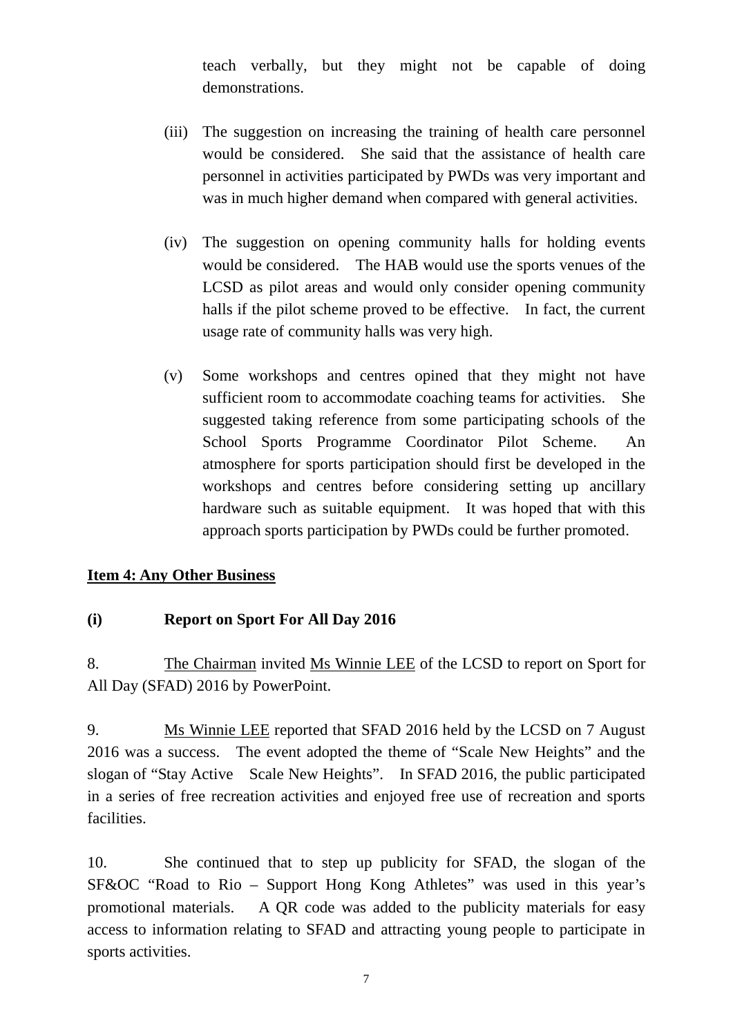teach verbally, but they might not be capable of doing demonstrations.

(iii) The suggestion on increasing the training of health care personnel would be considered. She said that the assistance of health care personnel in activities participated by PWDs was very important and was in much higher demand when compared with general activities.

(iv) The suggestion on opening community halls for holding events would be considered. The HAB would use the sports venues of the LCSD as pilot areas and would only consider opening community halls if the pilot scheme proved to be effective. In fact, the current usage rate of community halls was very high.

(v) Some workshops and centres opined that they might not have sufficient room to accommodate coaching teams for activities. She suggested taking reference from some participating schools of the School Sports Programme Coordinator Pilot Scheme. An atmosphere for sports participation should first be developed in the workshops and centres before considering setting up ancillary hardware such as suitable equipment. It was hoped that with this approach sports participation by PWDs could be further promoted.

**Item 4: Any Other Business**

**(i) Report on Sport For All Day 2016**

8. The Chairman invited Ms Winnie LEE of the LCSD to report on Sport for All Day (SFAD) 2016 by PowerPoint.

9. Ms Winnie LEE reported that SFAD 2016 held by the LCSD on 7 August 2016 was a success. The event adopted the theme of "Scale New Heights" and the slogan of "Stay Active Scale New Heights". In SFAD 2016, the public participated in a series of free recreation activities and enjoyed free use of recreation and sports facilities.

10. She continued that to step up publicity for SFAD, the slogan of the SF&OC "Road to Rio – Support Hong Kong Athletes" was used in this year's promotional materials. A QR code was added to the publicity materials for easy access to information relating to SFAD and attracting young people to participate in sports activities.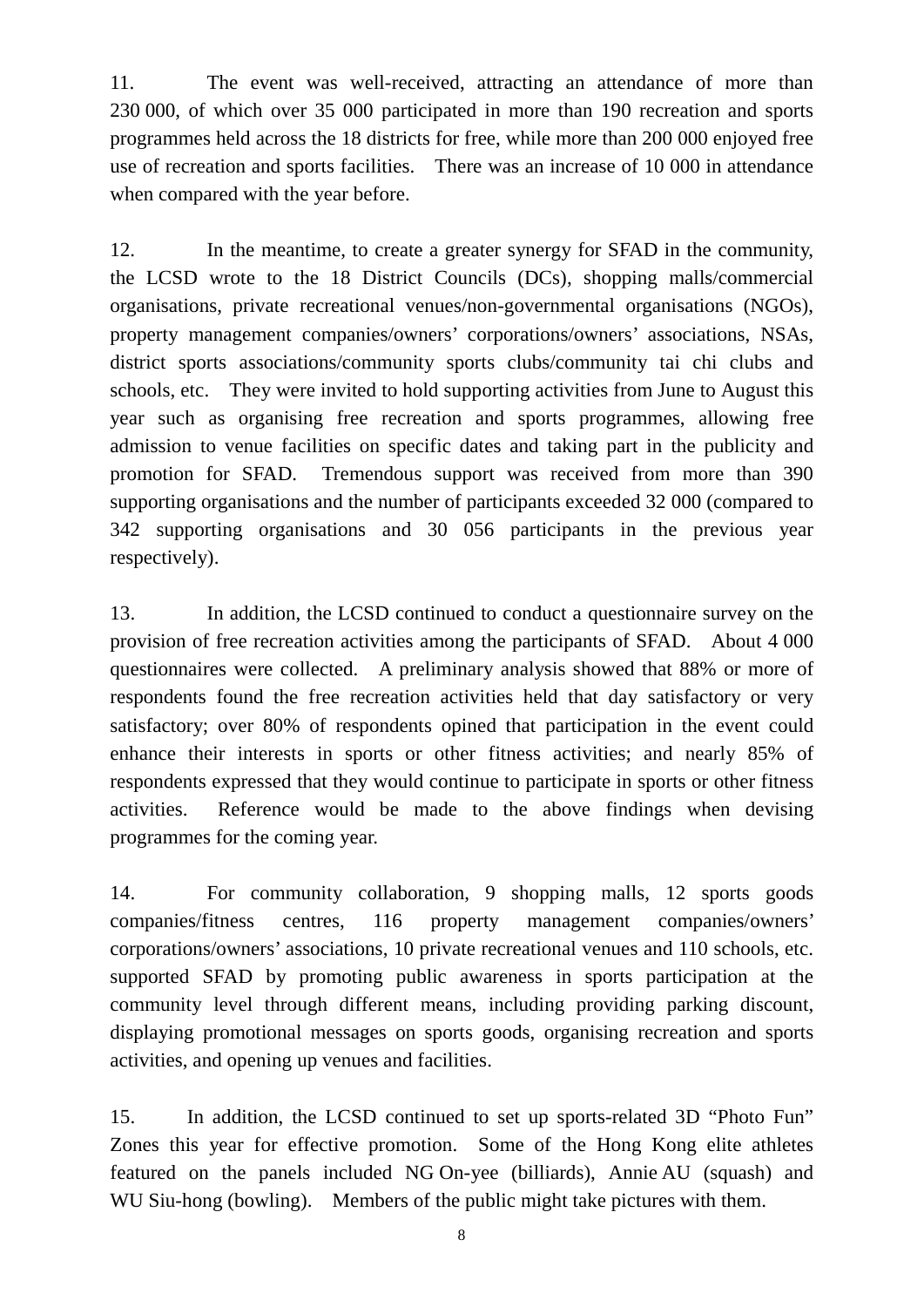11. The event was well-received, attracting an attendance of more than 230 000, of which over 35 000 participated in more than 190 recreation and sports programmes held across the 18 districts for free, while more than 200 000 enjoyed free use of recreation and sports facilities. There was an increase of 10 000 in attendance when compared with the year before.

12. In the meantime, to create a greater synergy for SFAD in the community, the LCSD wrote to the 18 District Councils (DCs), shopping malls/commercial organisations, private recreational venues/non-governmental organisations (NGOs), property management companies/owners' corporations/owners' associations, NSAs, district sports associations/community sports clubs/community tai chi clubs and schools, etc. They were invited to hold supporting activities from June to August this year such as organising free recreation and sports programmes, allowing free admission to venue facilities on specific dates and taking part in the publicity and promotion for SFAD. Tremendous support was received from more than 390 supporting organisations and the number of participants exceeded 32 000 (compared to 342 supporting organisations and 30 056 participants in the previous year respectively).

13. In addition, the LCSD continued to conduct a questionnaire survey on the provision of free recreation activities among the participants of SFAD. About 4 000 questionnaires were collected. A preliminary analysis showed that 88% or more of respondents found the free recreation activities held that day satisfactory or very satisfactory; over 80% of respondents opined that participation in the event could enhance their interests in sports or other fitness activities; and nearly 85% of respondents expressed that they would continue to participate in sports or other fitness activities. Reference would be made to the above findings when devising programmes for the coming year.

14. For community collaboration, 9 shopping malls, 12 sports goods companies/fitness centres, 116 property management companies/owners' corporations/owners' associations, 10 private recreational venues and 110 schools, etc. supported SFAD by promoting public awareness in sports participation at the community level through different means, including providing parking discount, displaying promotional messages on sports goods, organising recreation and sports activities, and opening up venues and facilities.

15. In addition, the LCSD continued to set up sports-related 3D "Photo Fun" Zones this year for effective promotion. Some of the Hong Kong elite athletes featured on the panels included NG On-yee (billiards), Annie AU (squash) and WU Siu-hong (bowling). Members of the public might take pictures with them.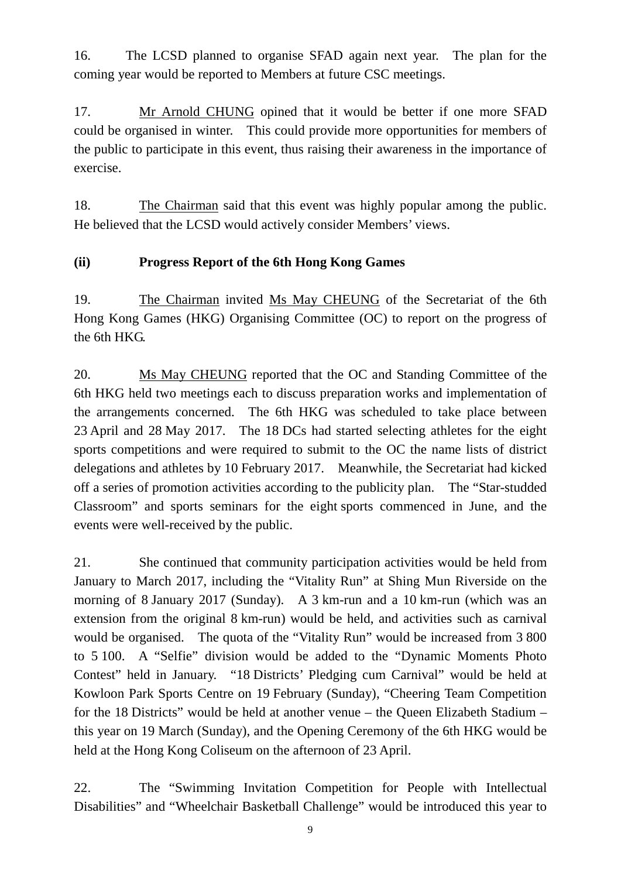16. The LCSD planned to organise SFAD again next year. The plan for the coming year would be reported to Members at future CSC meetings.

17. Mr Arnold CHUNG opined that it would be better if one more SFAD could be organised in winter. This could provide more opportunities for members of the public to participate in this event, thus raising their awareness in the importance of exercise.

18. The Chairman said that this event was highly popular among the public. He believed that the LCSD would actively consider Members' views.

**(ii) Progress Report of the 6th Hong Kong Games**

19. The Chairman invited Ms May CHEUNG of the Secretariat of the 6th Hong Kong Games (HKG) Organising Committee (OC) to report on the progress of the 6th HKG.

20. Ms May CHEUNG reported that the OC and Standing Committee of the 6th HKG held two meetings each to discuss preparation works and implementation of the arrangements concerned. The 6th HKG was scheduled to take place between 23 April and 28 May 2017. The 18 DCs had started selecting athletes for the eight sports competitions and were required to submit to the OC the name lists of district delegations and athletes by 10 February 2017. Meanwhile, the Secretariat had kicked off a series of promotion activities according to the publicity plan. The "Star-studded Classroom" and sports seminars for the eight sports commenced in June, and the events were well-received by the public.

21. She continued that community participation activities would be held from January to March 2017, including the "Vitality Run" at Shing Mun Riverside on the morning of 8 January 2017 (Sunday). A 3 km-run and a 10 km-run (which was an extension from the original 8 km-run) would be held, and activities such as carnival would be organised. The quota of the "Vitality Run" would be increased from 3 800 to 5 100. A "Selfie" division would be added to the "Dynamic Moments Photo Contest" held in January. "18 Districts' Pledging cum Carnival" would be held at Kowloon Park Sports Centre on 19 February (Sunday), "Cheering Team Competition for the 18 Districts" would be held at another venue – the Queen Elizabeth Stadium – this year on 19 March (Sunday), and the Opening Ceremony of the 6th HKG would be held at the Hong Kong Coliseum on the afternoon of 23 April.

22. The "Swimming Invitation Competition for People with Intellectual Disabilities" and "Wheelchair Basketball Challenge" would be introduced this year to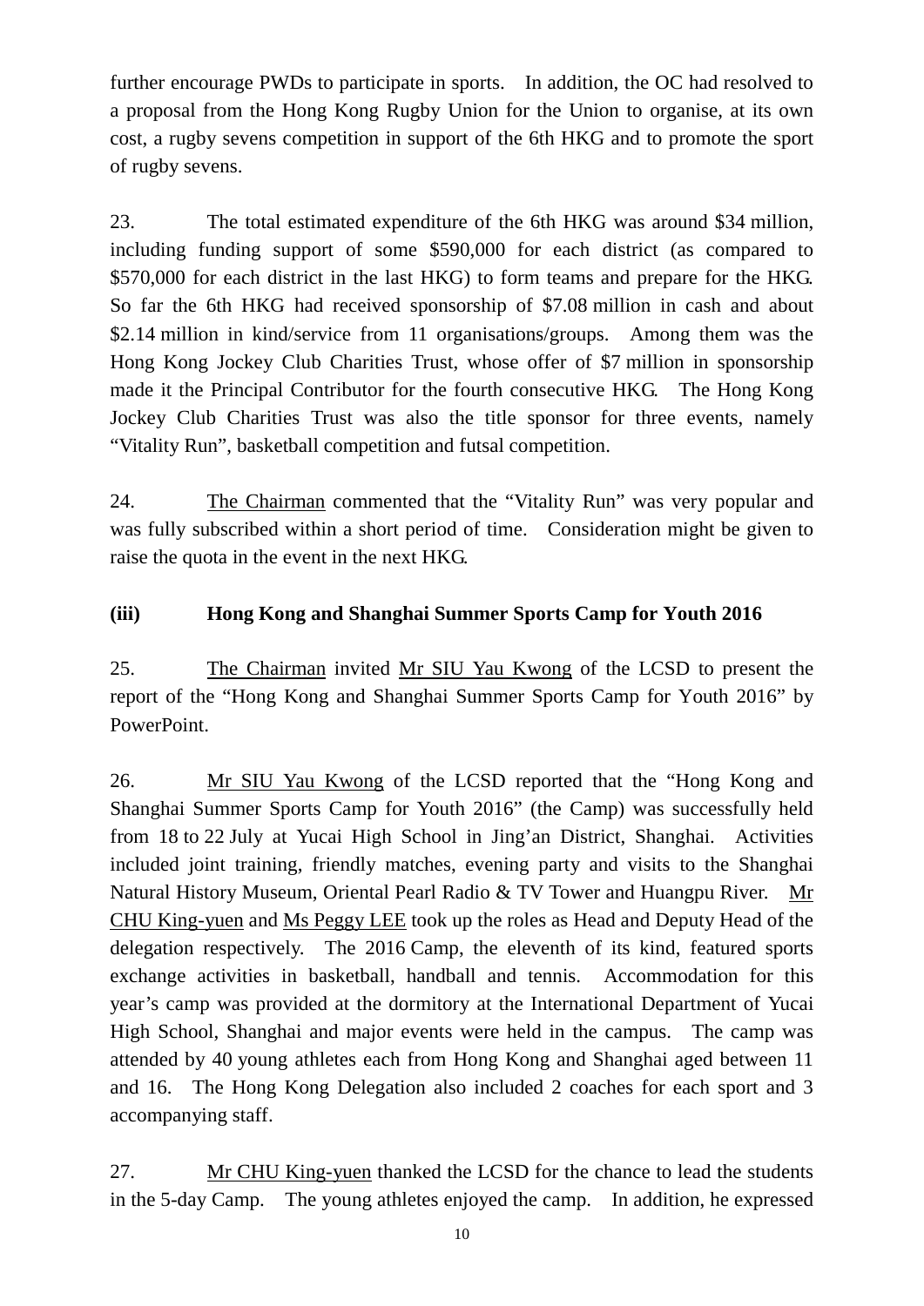further encourage PWDs to participate in sports. In addition, the OC had resolved to a proposal from the Hong Kong Rugby Union for the Union to organise, at its own cost, a rugby sevens competition in support of the 6th HKG and to promote the sport of rugby sevens.

23. The total estimated expenditure of the 6th HKG was around $34 million, including funding support of some $590,000 for each district (as compared to $570,000 for each district in the last HKG) to form teams and prepare for the HKG. So far the 6th HKG had received sponsorship of $7.08 million in cash and about $2.14 million in kind/service from 11 organisations/groups. Among them was the Hong Kong Jockey Club Charities Trust, whose offer of $7 million in sponsorship made it the Principal Contributor for the fourth consecutive HKG. The Hong Kong Jockey Club Charities Trust was also the title sponsor for three events, namely "Vitality Run", basketball competition and futsal competition.

24. The Chairman commented that the "Vitality Run" was very popular and was fully subscribed within a short period of time. Consideration might be given to raise the quota in the event in the next HKG.

**(iii) Hong Kong and Shanghai Summer Sports Camp for Youth 2016**

25. The Chairman invited Mr SIU Yau Kwong of the LCSD to present the report of the "Hong Kong and Shanghai Summer Sports Camp for Youth 2016" by PowerPoint.

26. Mr SIU Yau Kwong of the LCSD reported that the "Hong Kong and Shanghai Summer Sports Camp for Youth 2016" (the Camp) was successfully held from 18 to 22 July at Yucai High School in Jing'an District, Shanghai. Activities included joint training, friendly matches, evening party and visits to the Shanghai Natural History Museum, Oriental Pearl Radio & TV Tower and Huangpu River. Mr CHU King-yuen and Ms Peggy LEE took up the roles as Head and Deputy Head of the delegation respectively. The 2016 Camp, the eleventh of its kind, featured sports exchange activities in basketball, handball and tennis. Accommodation for this year's camp was provided at the dormitory at the International Department of Yucai High School, Shanghai and major events were held in the campus. The camp was attended by 40 young athletes each from Hong Kong and Shanghai aged between 11 and 16. The Hong Kong Delegation also included 2 coaches for each sport and 3 accompanying staff.

27. Mr CHU King-yuen thanked the LCSD for the chance to lead the students in the 5-day Camp. The young athletes enjoyed the camp. In addition, he expressed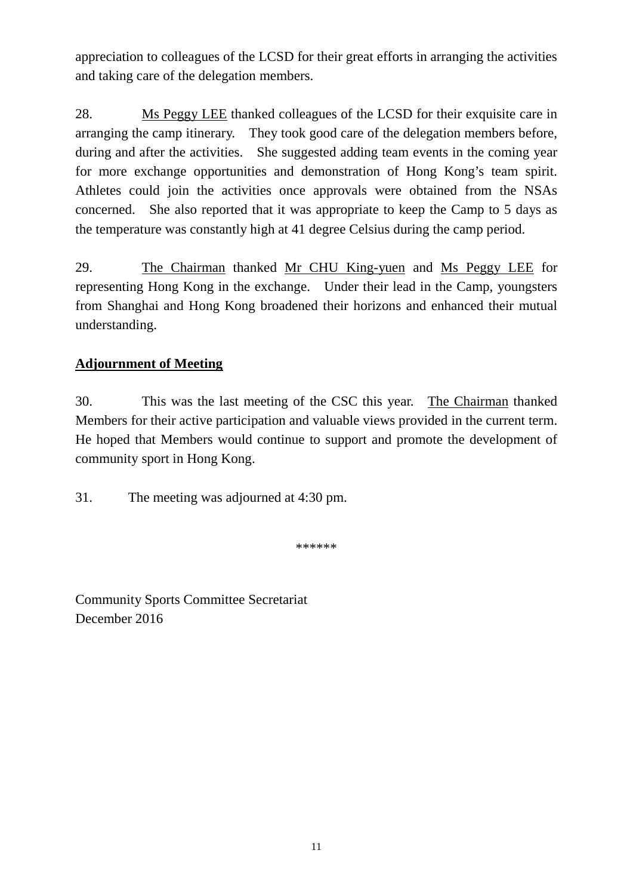appreciation to colleagues of the LCSD for their great efforts in arranging the activities and taking care of the delegation members.

28. Ms Peggy LEE thanked colleagues of the LCSD for their exquisite care in arranging the camp itinerary. They took good care of the delegation members before, during and after the activities. She suggested adding team events in the coming year for more exchange opportunities and demonstration of Hong Kong's team spirit. Athletes could join the activities once approvals were obtained from the NSAs concerned. She also reported that it was appropriate to keep the Camp to 5 days as the temperature was constantly high at 41 degree Celsius during the camp period.

29. The Chairman thanked Mr CHU King-yuen and Ms Peggy LEE for representing Hong Kong in the exchange. Under their lead in the Camp, youngsters from Shanghai and Hong Kong broadened their horizons and enhanced their mutual understanding.

## Adjournment of Meeting

30. This was the last meeting of the CSC this year. The Chairman thanked Members for their active participation and valuable views provided in the current term. He hoped that Members would continue to support and promote the development of community sport in Hong Kong.

31. The meeting was adjourned at 4:30 pm.

******

Community Sports Committee Secretariat
December 2016